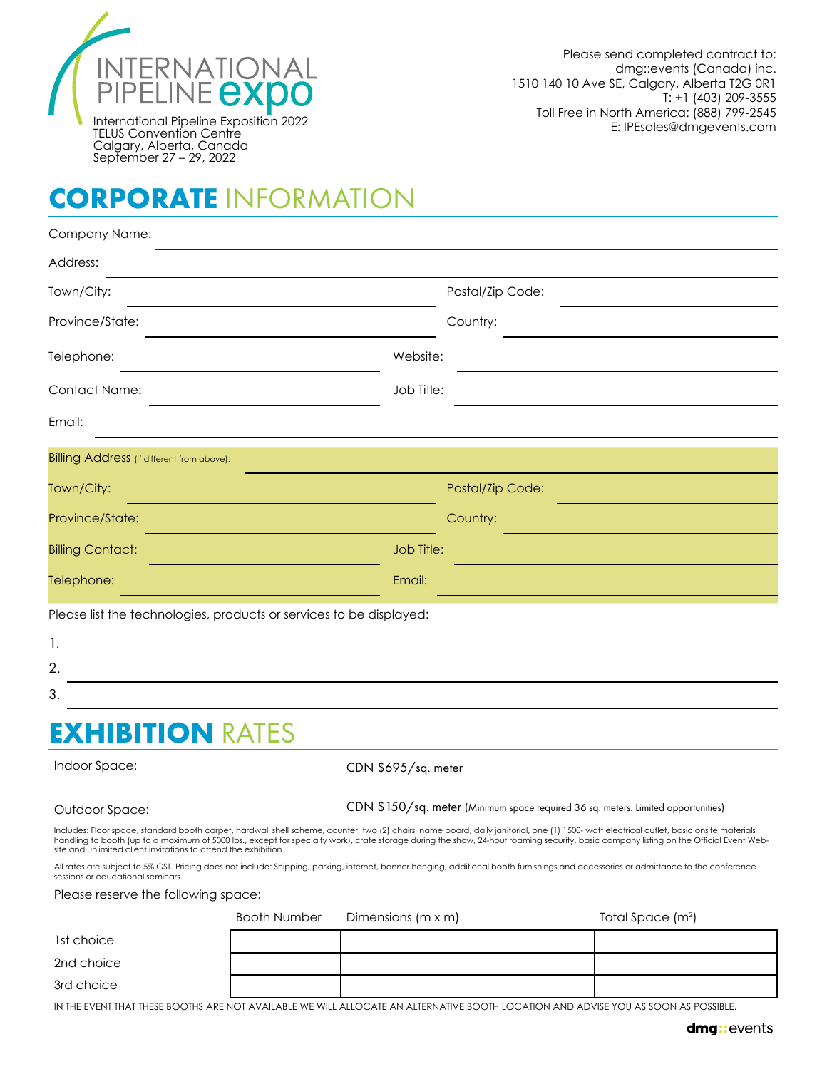# INTERNATIONAL PIPELINE expo

International Pipeline Exposition 2022
TELUS Convention Centre
Calgary, Alberta, Canada
September 27 – 29, 2022

Please send completed contract to:
dmg::events (Canada) inc.
1510 140 10 Ave SE, Calgary, Alberta T2G 0R1
T: +1 (403) 209-3555
Toll Free in North America: (888) 799-2545
E: IPEsales@dmgevents.com

## CORPORATE INFORMATION

Company Name: ______________________

Address: ______________________

Town/City: ______________________ Postal/Zip Code: ______________________

Province/State: ______________________ Country: ______________________

Telephone: ______________________ Website: ______________________

Contact Name: ______________________ Job Title: ______________________

Email: ______________________

Billing Address (if different from above): ______________________

Town/City: ______________________ Postal/Zip Code: ______________________

Province/State: ______________________ Country: ______________________

Billing Contact: ______________________ Job Title: ______________________

Telephone: ______________________ Email: ______________________

Please list the technologies, products or services to be displayed:

1. ______________________
2. ______________________
3. ______________________

## EXHIBITION RATES

Indoor Space: CDN $695/sq. meter

Outdoor Space: CDN $150/sq. meter (Minimum space required 36 sq. meters. Limited opportunities)

Includes: Floor space, standard booth carpet, hardwall shell scheme, counter, two (2) chairs, name board, daily janitorial, one (1) 1500- watt electrical outlet, basic onsite materials handling to booth (up to a maximum of 5000 lbs., except for specialty work), crate storage during the show, 24-hour roaming security, basic company listing on the Official Event Website and unlimited client invitations to attend the exhibition.

All rates are subject to 5% GST. Pricing does not include: Shipping, parking, internet, banner hanging, additional booth furnishings and accessories or admittance to the conference sessions or educational seminars.

Please reserve the following space:

| | Booth Number | Dimensions (m x m) | Total Space ($m^2$) |
|---|---|---|---|
| 1st choice | | | |
| 2nd choice | | | |
| 3rd choice | | | |

IN THE EVENT THAT THESE BOOTHS ARE NOT AVAILABLE WE WILL ALLOCATE AN ALTERNATIVE BOOTH LOCATION AND ADVISE YOU AS SOON AS POSSIBLE.

dmg::events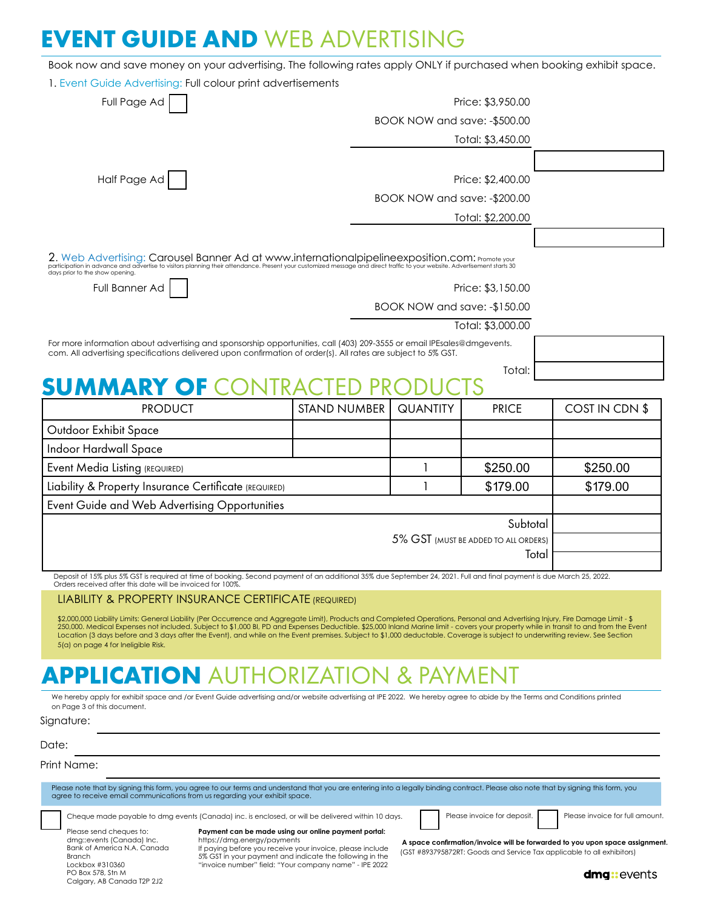# EVENT GUIDE AND WEB ADVERTISING

Book now and save money on your advertising. The following rates apply ONLY if purchased when booking exhibit space.

1. Event Guide Advertising: Full colour print advertisements

Full Page Ad ☐

Price: $3,950.00
BOOK NOW and save: -$500.00
Total: $3,450.00

Half Page Ad ☐

Price: $2,400.00
BOOK NOW and save: -$200.00
Total: $2,200.00

2. Web Advertising: Carousel Banner Ad at www.internationalpipelineexposition.com: Promote your participation in advance and advertise to visitors planning their attendance. Present your customized message and direct traffic to your website. Advertisement starts 30 days prior to the show opening.

Full Banner Ad ☐

Price: $3,150.00
BOOK NOW and save: -$150.00
Total: $3,000.00

For more information about advertising and sponsorship opportunities, call (403) 209-3555 or email IPEsales@dmgevents.com. All advertising specifications delivered upon confirmation of order(s). All rates are subject to 5% GST.

Total:

# SUMMARY OF CONTRACTED PRODUCTS

| PRODUCT | STAND NUMBER | QUANTITY | PRICE | COST IN CDN $ |
|---|---|---|---|---|
| Outdoor Exhibit Space | | | | |
| Indoor Hardwall Space | | | | |
| Event Media Listing (REQUIRED) | | 1 | $250.00 | $250.00 |
| Liability & Property Insurance Certificate (REQUIRED) | | 1 | $179.00 | $179.00 |
| Event Guide and Web Advertising Opportunities | | | | |
| | | | Subtotal | |
| | | | 5% GST (MUST BE ADDED TO ALL ORDERS) | |
| | | | Total | |

Deposit of 15% plus 5% GST is required at time of booking. Second payment of an additional 35% due September 24, 2021. Full and final payment is due March 25, 2022. Orders received after this date will be invoiced for 100%.

## LIABILITY & PROPERTY INSURANCE CERTIFICATE (REQUIRED)

$2,000,000 Liability Limits: General Liability (Per Occurrence and Aggregate Limit), Products and Completed Operations, Personal and Advertising Injury, Fire Damage Limit - $ 250,000. Medical Expenses not included. Subject to $1,000 BI, PD and Expenses Deductible. $25,000 Inland Marine limit - covers your property while in transit to and from the Event Location (3 days before and 3 days after the Event), and while on the Event premises. Subject to $1,000 deductable. Coverage is subject to underwriting review. See Section 5(a) on page 4 for Ineligible Risk.

# APPLICATION AUTHORIZATION & PAYMENT

We hereby apply for exhibit space and /or Event Guide advertising and/or website advertising at IPE 2022. We hereby agree to abide by the Terms and Conditions printed on Page 3 of this document.

Signature:

Date:

Print Name:

Please note that by signing this form, you agree to our terms and understand that you are entering into a legally binding contract. Please also note that by signing this form, you agree to receive email communications from us regarding your exhibit space.

☐ Cheque made payable to dmg events (Canada) inc. is enclosed, or will be delivered within 10 days.

☐ Please invoice for deposit. ☐ Please invoice for full amount.

Please send cheques to:
dmg::events (Canada) Inc.
Bank of America N.A. Canada Branch
Lockbox #310360
PO Box 578, Stn M
Calgary, AB Canada T2P 2J2

**Payment can be made using our online payment portal:**
https://dmg.energy/payments
If paying before you receive your invoice, please include 5% GST in your payment and indicate the following in the "invoice number" field: "Your company name" - IPE 2022

**A space confirmation/invoice will be forwarded to you upon space assignment.**
(GST #893795872RT: Goods and Service Tax applicable to all exhibitors)

dmg::events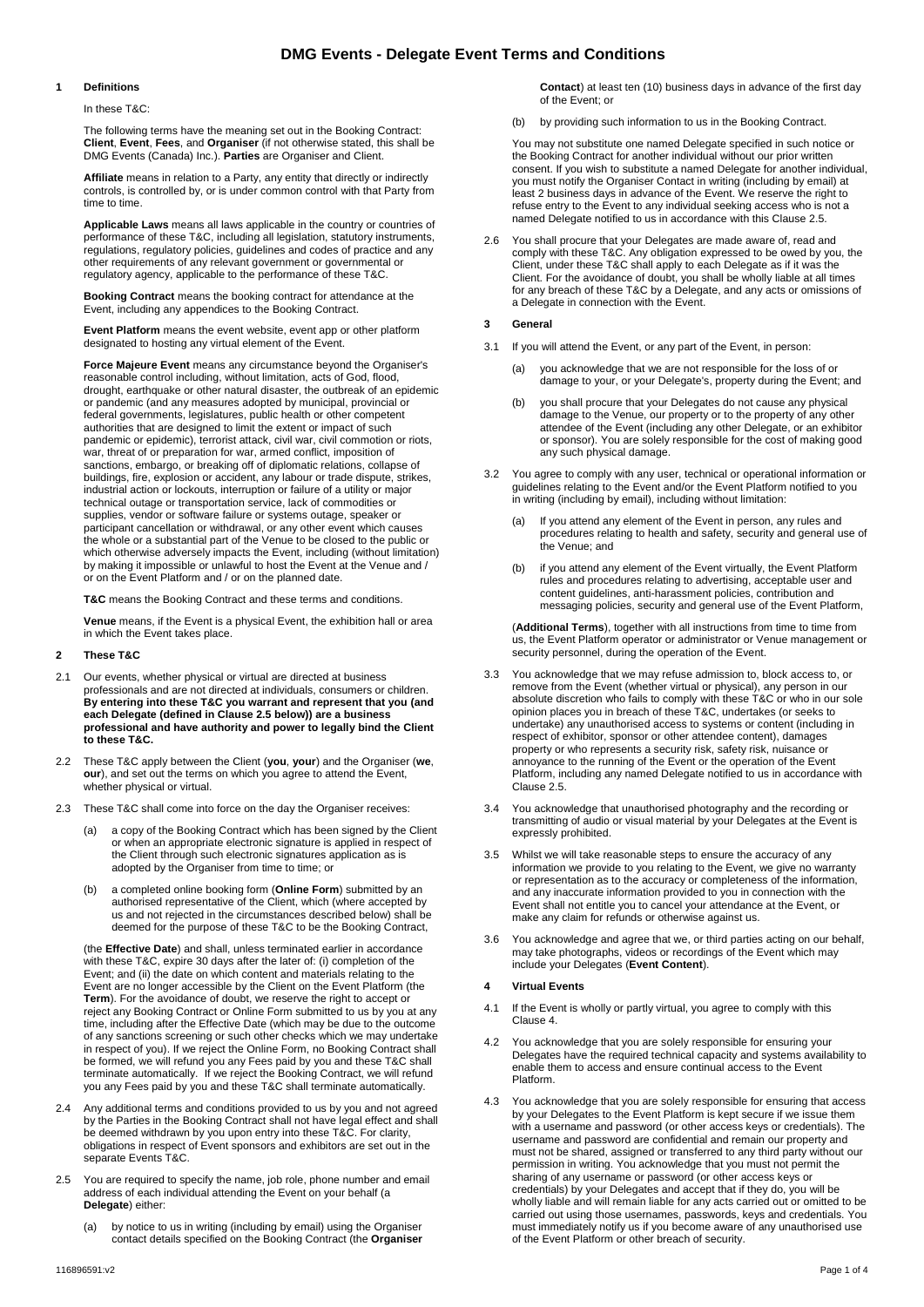# DMG Events - Delegate Event Terms and Conditions

## 1 Definitions

In these T&C:

The following terms have the meaning set out in the Booking Contract: **Client**, **Event**, **Fees**, and **Organiser** (if not otherwise stated, this shall be DMG Events (Canada) Inc.). **Parties** are Organiser and Client.

**Affiliate** means in relation to a Party, any entity that directly or indirectly controls, is controlled by, or is under common control with that Party from time to time.

**Applicable Laws** means all laws applicable in the country or countries of performance of these T&C, including all legislation, statutory instruments, regulations, regulatory policies, guidelines and codes of practice and any other requirements of any relevant government or governmental or regulatory agency, applicable to the performance of these T&C.

**Booking Contract** means the booking contract for attendance at the Event, including any appendices to the Booking Contract.

**Event Platform** means the event website, event app or other platform designated to hosting any virtual element of the Event.

**Force Majeure Event** means any circumstance beyond the Organiser's reasonable control including, without limitation, acts of God, flood, drought, earthquake or other natural disaster, the outbreak of an epidemic or pandemic (and any measures adopted by municipal, provincial or federal governments, legislatures, public health or other competent authorities that are designed to limit the extent or impact of such pandemic or epidemic), terrorist attack, civil war, civil commotion or riots, war, threat of or preparation for war, armed conflict, imposition of sanctions, embargo, or breaking off of diplomatic relations, collapse of buildings, fire, explosion or accident, any labour or trade dispute, strikes, industrial action or lockouts, interruption or failure of a utility or major technical outage or transportation service, lack of commodities or supplies, vendor or software failure or systems outage, speaker or participant cancellation or withdrawal, or any other event which causes the whole or a substantial part of the Venue to be closed to the public or which otherwise adversely impacts the Event, including (without limitation) by making it impossible or unlawful to host the Event at the Venue and / or on the Event Platform and / or on the planned date.

**T&C** means the Booking Contract and these terms and conditions.

**Venue** means, if the Event is a physical Event, the exhibition hall or area in which the Event takes place.

## 2 These T&C

2.1 Our events, whether physical or virtual are directed at business professionals and are not directed at individuals, consumers or children. **By entering into these T&C you warrant and represent that you (and each Delegate (defined in Clause 2.5 below)) are a business professional and have authority and power to legally bind the Client to these T&C.**

2.2 These T&C apply between the Client (**you**, **your**) and the Organiser (**we**, **our**), and set out the terms on which you agree to attend the Event, whether physical or virtual.

2.3 These T&C shall come into force on the day the Organiser receives:

(a) a copy of the Booking Contract which has been signed by the Client or when an appropriate electronic signature is applied in respect of the Client through such electronic signatures application as is adopted by the Organiser from time to time; or

(b) a completed online booking form (**Online Form**) submitted by an authorised representative of the Client, which (where accepted by us and not rejected in the circumstances described below) shall be deemed for the purpose of these T&C to be the Booking Contract,

(the **Effective Date**) and shall, unless terminated earlier in accordance with these T&C, expire 30 days after the later of: (i) completion of the Event; and (ii) the date on which content and materials relating to the Event are no longer accessible by the Client on the Event Platform (the **Term**). For the avoidance of doubt, we reserve the right to accept or reject any Booking Contract or Online Form submitted to us by you at any time, including after the Effective Date (which may be due to the outcome of any sanctions screening or such other checks which we may undertake in respect of you). If we reject the Online Form, no Booking Contract shall be formed, we will refund you any Fees paid by you and these T&C shall terminate automatically. If we reject the Booking Contract, we will refund you any Fees paid by you and these T&C shall terminate automatically.

2.4 Any additional terms and conditions provided to us by you and not agreed by the Parties in the Booking Contract shall not have legal effect and shall be deemed withdrawn by you upon entry into these T&C. For clarity, obligations in respect of Event sponsors and exhibitors are set out in the separate Events T&C.

2.5 You are required to specify the name, job role, phone number and email address of each individual attending the Event on your behalf (a **Delegate**) either:

(a) by notice to us in writing (including by email) using the Organiser contact details specified on the Booking Contract (the **Organiser Contact**) at least ten (10) business days in advance of the first day of the Event; or

(b) by providing such information to us in the Booking Contract.

You may not substitute one named Delegate specified in such notice or the Booking Contract for another individual without our prior written consent. If you wish to substitute a named Delegate for another individual, you must notify the Organiser Contact in writing (including by email) at least 2 business days in advance of the Event. We reserve the right to refuse entry to the Event to any individual seeking access who is not a named Delegate notified to us in accordance with this Clause 2.5.

2.6 You shall procure that your Delegates are made aware of, read and comply with these T&C. Any obligation expressed to be owed by you, the Client, under these T&C shall apply to each Delegate as if it was the Client. For the avoidance of doubt, you shall be wholly liable at all times for any breach of these T&C by a Delegate, and any acts or omissions of a Delegate in connection with the Event.

## 3 General

3.1 If you will attend the Event, or any part of the Event, in person:

(a) you acknowledge that we are not responsible for the loss of or damage to your, or your Delegate's, property during the Event; and

(b) you shall procure that your Delegates do not cause any physical damage to the Venue, our property or to the property of any other attendee of the Event (including any other Delegate, or an exhibitor or sponsor). You are solely responsible for the cost of making good any such physical damage.

3.2 You agree to comply with any user, technical or operational information or guidelines relating to the Event and/or the Event Platform notified to you in writing (including by email), including without limitation:

(a) If you attend any element of the Event in person, any rules and procedures relating to health and safety, security and general use of the Venue; and

(b) if you attend any element of the Event virtually, the Event Platform rules and procedures relating to advertising, acceptable user and content guidelines, anti-harassment policies, contribution and messaging policies, security and general use of the Event Platform,

(**Additional Terms**), together with all instructions from time to time from us, the Event Platform operator or administrator or Venue management or security personnel, during the operation of the Event.

3.3 You acknowledge that we may refuse admission to, block access to, or remove from the Event (whether virtual or physical), any person in our absolute discretion who fails to comply with these T&C or who in our sole opinion places you in breach of these T&C, undertakes (or seeks to undertake) any unauthorised access to systems or content (including in respect of exhibitor, sponsor or other attendee content), damages property or who represents a security risk, safety risk, nuisance or annoyance to the running of the Event or the operation of the Event Platform, including any named Delegate notified to us in accordance with Clause 2.5.

3.4 You acknowledge that unauthorised photography and the recording or transmitting of audio or visual material by your Delegates at the Event is expressly prohibited.

3.5 Whilst we will take reasonable steps to ensure the accuracy of any information we provide to you relating to the Event, we give no warranty or representation as to the accuracy or completeness of the information, and any inaccurate information provided to you in connection with the Event shall not entitle you to cancel your attendance at the Event, or make any claim for refunds or otherwise against us.

3.6 You acknowledge and agree that we, or third parties acting on our behalf, may take photographs, videos or recordings of the Event which may include your Delegates (**Event Content**).

## 4 Virtual Events

4.1 If the Event is wholly or partly virtual, you agree to comply with this Clause 4.

4.2 You acknowledge that you are solely responsible for ensuring your Delegates have the required technical capacity and systems availability to enable them to access and ensure continual access to the Event Platform.

4.3 You acknowledge that you are solely responsible for ensuring that access by your Delegates to the Event Platform is kept secure if we issue them with a username and password (or other access keys or credentials). The username and password are confidential and remain our property and must not be shared, assigned or transferred to any third party without our permission in writing. You acknowledge that you must not permit the sharing of any username or password (or other access keys or credentials) by your Delegates and accept that if they do, you will be wholly liable and will remain liable for any acts carried out or omitted to be carried out using those usernames, passwords, keys and credentials. You must immediately notify us if you become aware of any unauthorised use of the Event Platform or other breach of security.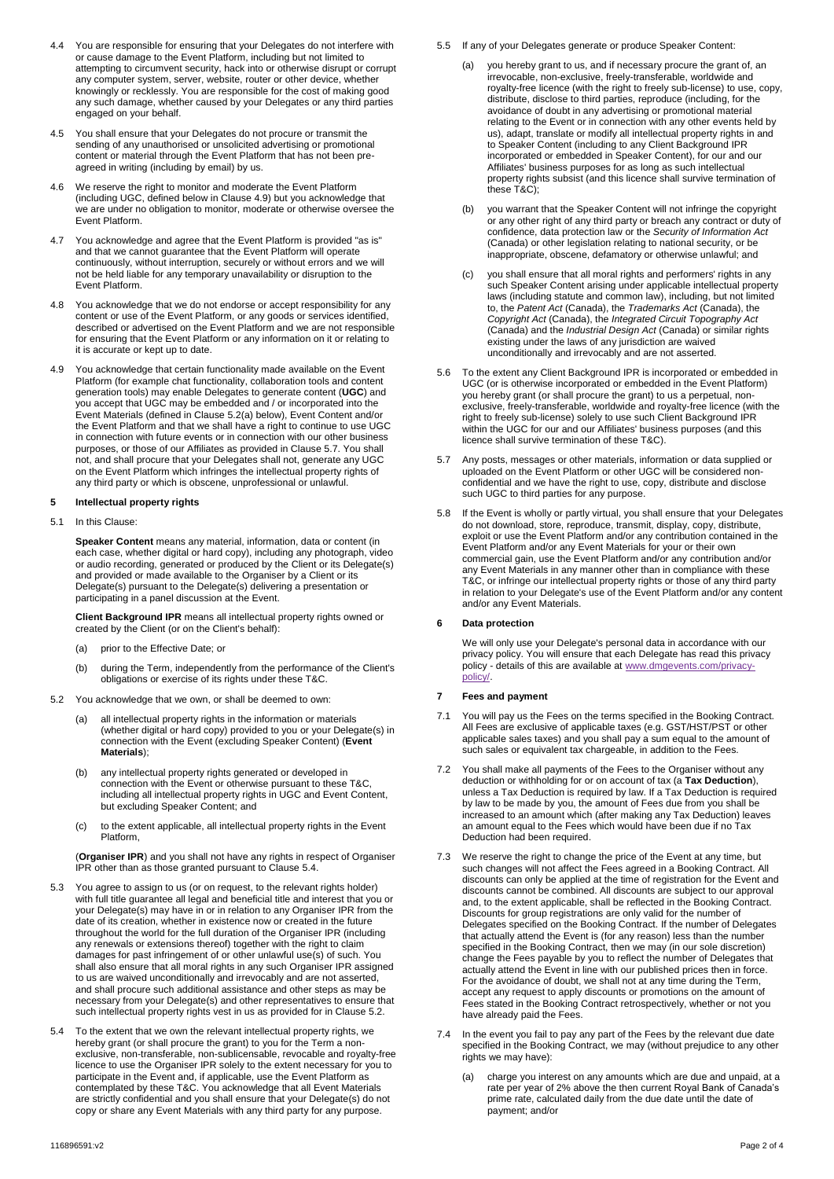4.4 You are responsible for ensuring that your Delegates do not interfere with or cause damage to the Event Platform, including but not limited to attempting to circumvent security, hack into or otherwise disrupt or corrupt any computer system, server, website, router or other device, whether knowingly or recklessly. You are responsible for the cost of making good any such damage, whether caused by your Delegates or any third parties engaged on your behalf.

4.5 You shall ensure that your Delegates do not procure or transmit the sending of any unauthorised or unsolicited advertising or promotional content or material through the Event Platform that has not been pre-agreed in writing (including by email) by us.

4.6 We reserve the right to monitor and moderate the Event Platform (including UGC, defined below in Clause 4.9) but you acknowledge that we are under no obligation to monitor, moderate or otherwise oversee the Event Platform.

4.7 You acknowledge and agree that the Event Platform is provided "as is" and that we cannot guarantee that the Event Platform will operate continuously, without interruption, securely or without errors and we will not be held liable for any temporary unavailability or disruption to the Event Platform.

4.8 You acknowledge that we do not endorse or accept responsibility for any content or use of the Event Platform, or any goods or services identified, described or advertised on the Event Platform and we are not responsible for ensuring that the Event Platform or any information on it or relating to it is accurate or kept up to date.

4.9 You acknowledge that certain functionality made available on the Event Platform (for example chat functionality, collaboration tools and content generation tools) may enable Delegates to generate content (**UGC**) and you accept that UGC may be embedded and / or incorporated into the Event Materials (defined in Clause 5.2(a) below), Event Content and/or the Event Platform and that we shall have a right to continue to use UGC in connection with future events or in connection with our other business purposes, or those of our Affiliates as provided in Clause 5.7. You shall not, and shall procure that your Delegates shall not, generate any UGC on the Event Platform which infringes the intellectual property rights of any third party or which is obscene, unprofessional or unlawful.

## 5 Intellectual property rights

5.1 In this Clause:

**Speaker Content** means any material, information, data or content (in each case, whether digital or hard copy), including any photograph, video or audio recording, generated or produced by the Client or its Delegate(s) and provided or made available to the Organiser by a Client or its Delegate(s) pursuant to the Delegate(s) delivering a presentation or participating in a panel discussion at the Event.

**Client Background IPR** means all intellectual property rights owned or created by the Client (or on the Client's behalf):

(a) prior to the Effective Date; or

(b) during the Term, independently from the performance of the Client's obligations or exercise of its rights under these T&C.

5.2 You acknowledge that we own, or shall be deemed to own:

(a) all intellectual property rights in the information or materials (whether digital or hard copy) provided to you or your Delegate(s) in connection with the Event (excluding Speaker Content) (**Event Materials**);

(b) any intellectual property rights generated or developed in connection with the Event or otherwise pursuant to these T&C, including all intellectual property rights in UGC and Event Content, but excluding Speaker Content; and

(c) to the extent applicable, all intellectual property rights in the Event Platform,

(**Organiser IPR**) and you shall not have any rights in respect of Organiser IPR other than as those granted pursuant to Clause 5.4.

5.3 You agree to assign to us (or on request, to the relevant rights holder) with full title guarantee all legal and beneficial title and interest that you or your Delegate(s) may have in or in relation to any Organiser IPR from the date of its creation, whether in existence now or created in the future throughout the world for the full duration of the Organiser IPR (including any renewals or extensions thereof) together with the right to claim damages for past infringement of or other unlawful use(s) of such. You shall also ensure that all moral rights in any such Organiser IPR assigned to us are waived unconditionally and irrevocably and are not asserted, and shall procure such additional assistance and other steps as may be necessary from your Delegate(s) and other representatives to ensure that such intellectual property rights vest in us as provided for in Clause 5.2.

5.4 To the extent that we own the relevant intellectual property rights, we hereby grant (or shall procure the grant) to you for the Term a non-exclusive, non-transferable, non-sublicensable, revocable and royalty-free licence to use the Organiser IPR solely to the extent necessary for you to participate in the Event and, if applicable, use the Event Platform as contemplated by these T&C. You acknowledge that all Event Materials are strictly confidential and you shall ensure that your Delegate(s) do not copy or share any Event Materials with any third party for any purpose.

5.5 If any of your Delegates generate or produce Speaker Content:

(a) you hereby grant to us, and if necessary procure the grant of, an irrevocable, non-exclusive, freely-transferable, worldwide and royalty-free licence (with the right to freely sub-license) to use, copy, distribute, disclose to third parties, reproduce (including, for the avoidance of doubt in any advertising or promotional material relating to the Event or in connection with any other events held by us), adapt, translate or modify all intellectual property rights in and to Speaker Content (including to any Client Background IPR incorporated or embedded in Speaker Content), for our and our Affiliates' business purposes for as long as such intellectual property rights subsist (and this licence shall survive termination of these T&C);

(b) you warrant that the Speaker Content will not infringe the copyright or any other right of any third party or breach any contract or duty of confidence, data protection law or the *Security of Information Act* (Canada) or other legislation relating to national security, or be inappropriate, obscene, defamatory or otherwise unlawful; and

(c) you shall ensure that all moral rights and performers' rights in any such Speaker Content arising under applicable intellectual property laws (including statute and common law), including, but not limited to, the *Patent Act* (Canada), the *Trademarks Act* (Canada), the *Copyright Act* (Canada), the *Integrated Circuit Topography Act* (Canada) and the *Industrial Design Act* (Canada) or similar rights existing under the laws of any jurisdiction are waived unconditionally and irrevocably and are not asserted.

5.6 To the extent any Client Background IPR is incorporated or embedded in UGC (or is otherwise incorporated or embedded in the Event Platform) you hereby grant (or shall procure the grant) to us a perpetual, non-exclusive, freely-transferable, worldwide and royalty-free licence (with the right to freely sub-license) solely to use such Client Background IPR within the UGC for our and our Affiliates' business purposes (and this licence shall survive termination of these T&C).

5.7 Any posts, messages or other materials, information or data supplied or uploaded on the Event Platform or other UGC will be considered non-confidential and we have the right to use, copy, distribute and disclose such UGC to third parties for any purpose.

5.8 If the Event is wholly or partly virtual, you shall ensure that your Delegates do not download, store, reproduce, transmit, display, copy, distribute, exploit or use the Event Platform and/or any contribution contained in the Event Platform and/or any Event Materials for your or their own commercial gain, use the Event Platform and/or any contribution and/or any Event Materials in any manner other than in compliance with these T&C, or infringe our intellectual property rights or those of any third party in relation to your Delegate's use of the Event Platform and/or any content and/or any Event Materials.

## 6 Data protection

We will only use your Delegate's personal data in accordance with our privacy policy. You will ensure that each Delegate has read this privacy policy - details of this are available at www.dmgevents.com/privacy-policy/.

## 7 Fees and payment

7.1 You will pay us the Fees on the terms specified in the Booking Contract. All Fees are exclusive of applicable taxes (e.g. GST/HST/PST or other applicable sales taxes) and you shall pay a sum equal to the amount of such sales or equivalent tax chargeable, in addition to the Fees.

7.2 You shall make all payments of the Fees to the Organiser without any deduction or withholding for or on account of tax (a **Tax Deduction**), unless a Tax Deduction is required by law. If a Tax Deduction is required by law to be made by you, the amount of Fees due from you shall be increased to an amount which (after making any Tax Deduction) leaves an amount equal to the Fees which would have been due if no Tax Deduction had been required.

7.3 We reserve the right to change the price of the Event at any time, but such changes will not affect the Fees agreed in a Booking Contract. All discounts can only be applied at the time of registration for the Event and discounts cannot be combined. All discounts are subject to our approval and, to the extent applicable, shall be reflected in the Booking Contract. Discounts for group registrations are only valid for the number of Delegates specified on the Booking Contract. If the number of Delegates that actually attend the Event is (for any reason) less than the number specified in the Booking Contract, then we may (in our sole discretion) change the Fees payable by you to reflect the number of Delegates that actually attend the Event in line with our published prices then in force. For the avoidance of doubt, we shall not at any time during the Term, accept any request to apply discounts or promotions on the amount of Fees stated in the Booking Contract retrospectively, whether or not you have already paid the Fees.

7.4 In the event you fail to pay any part of the Fees by the relevant due date specified in the Booking Contract, we may (without prejudice to any other rights we may have):

(a) charge you interest on any amounts which are due and unpaid, at a rate per year of 2% above the then current Royal Bank of Canada's prime rate, calculated daily from the due date until the date of payment; and/or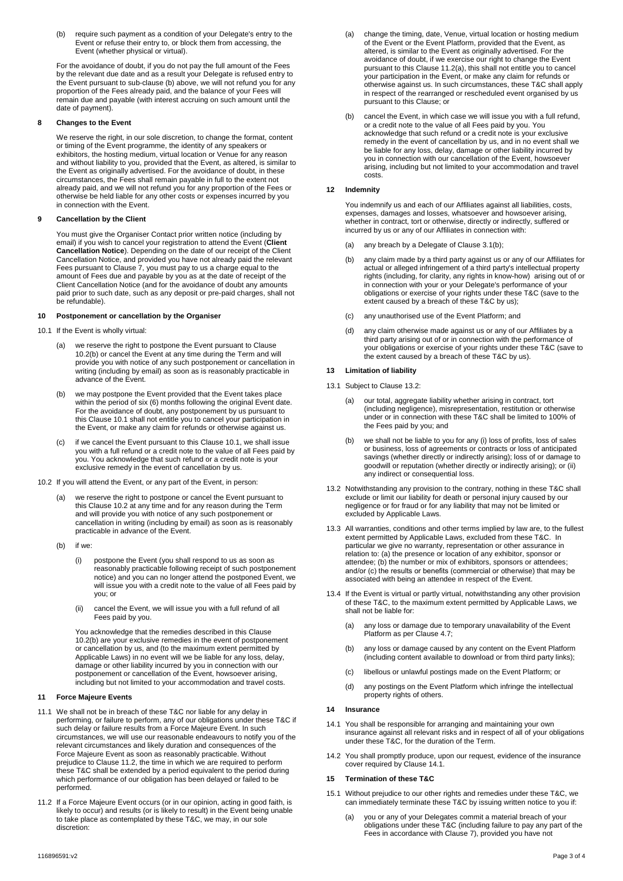(b) require such payment as a condition of your Delegate's entry to the Event or refuse their entry to, or block them from accessing, the Event (whether physical or virtual).

For the avoidance of doubt, if you do not pay the full amount of the Fees by the relevant due date and as a result your Delegate is refused entry to the Event pursuant to sub-clause (b) above, we will not refund you for any proportion of the Fees already paid, and the balance of your Fees will remain due and payable (with interest accruing on such amount until the date of payment).

## 8 Changes to the Event

We reserve the right, in our sole discretion, to change the format, content or timing of the Event programme, the identity of any speakers or exhibitors, the hosting medium, virtual location or Venue for any reason and without liability to you, provided that the Event, as altered, is similar to the Event as originally advertised. For the avoidance of doubt, in these circumstances, the Fees shall remain payable in full to the extent not already paid, and we will not refund you for any proportion of the Fees or otherwise be held liable for any other costs or expenses incurred by you in connection with the Event.

## 9 Cancellation by the Client

You must give the Organiser Contact prior written notice (including by email) if you wish to cancel your registration to attend the Event (**Client Cancellation Notice**). Depending on the date of our receipt of the Client Cancellation Notice, and provided you have not already paid the relevant Fees pursuant to Clause 7, you must pay to us a charge equal to the amount of Fees due and payable by you as at the date of receipt of the Client Cancellation Notice (and for the avoidance of doubt any amounts paid prior to such date, such as any deposit or pre-paid charges, shall not be refundable).

## 10 Postponement or cancellation by the Organiser

10.1 If the Event is wholly virtual:

(a) we reserve the right to postpone the Event pursuant Clause 10.2(b) or cancel the Event at any time during the Term and will provide you with notice of any such postponement or cancellation in writing (including by email) as soon as is reasonably practicable in advance of the Event.

(b) we may postpone the Event provided that the Event takes place within the period of six (6) months following the original Event date. For the avoidance of doubt, any postponement by us pursuant to this Clause 10.1 shall not entitle you to cancel your participation in the Event, or make any claim for refunds or otherwise against us.

(c) if we cancel the Event pursuant to this Clause 10.1, we shall issue you with a full refund or a credit note to the value of all Fees paid by you. You acknowledge that such refund or a credit note is your exclusive remedy in the event of cancellation by us.

10.2 If you will attend the Event, or any part of the Event, in person:

(a) we reserve the right to postpone or cancel the Event pursuant to this Clause 10.2 at any time and for any reason during the Term and will provide you with notice of any such postponement or cancellation in writing (including by email) as soon as is reasonably practicable in advance of the Event.

(b) if we:

(i) postpone the Event (you shall respond to us as soon as reasonably practicable following receipt of such postponement notice) and you can no longer attend the postponed Event, we will issue you with a credit note to the value of all Fees paid by you; or

(ii) cancel the Event, we will issue you with a full refund of all Fees paid by you.

You acknowledge that the remedies described in this Clause 10.2(b) are your exclusive remedies in the event of postponement or cancellation by us, and (to the maximum extent permitted by Applicable Laws) in no event will we be liable for any loss, delay, damage or other liability incurred by you in connection with our postponement or cancellation of the Event, howsoever arising, including but not limited to your accommodation and travel costs.

## 11 Force Majeure Events

11.1 We shall not be in breach of these T&C nor liable for any delay in performing, or failure to perform, any of our obligations under these T&C if such delay or failure results from a Force Majeure Event. In such circumstances, we will use our reasonable endeavours to notify you of the relevant circumstances and likely duration and consequences of the Force Majeure Event as soon as reasonably practicable. Without prejudice to Clause 11.2, the time in which we are required to perform these T&C shall be extended by a period equivalent to the period during which performance of our obligation has been delayed or failed to be performed.

11.2 If a Force Majeure Event occurs (or in our opinion, acting in good faith, is likely to occur) and results (or is likely to result) in the Event being unable to take place as contemplated by these T&C, we may, in our sole discretion:

(a) change the timing, date, Venue, virtual location or hosting medium of the Event or the Event Platform, provided that the Event, as altered, is similar to the Event as originally advertised. For the avoidance of doubt, if we exercise our right to change the Event pursuant to this Clause 11.2(a), this shall not entitle you to cancel your participation in the Event, or make any claim for refunds or otherwise against us. In such circumstances, these T&C shall apply in respect of the rearranged or rescheduled event organised by us pursuant to this Clause; or

(b) cancel the Event, in which case we will issue you with a full refund, or a credit note to the value of all Fees paid by you. You acknowledge that such refund or a credit note is your exclusive remedy in the event of cancellation by us, and in no event shall we be liable for any loss, delay, damage or other liability incurred by you in connection with our cancellation of the Event, howsoever arising, including but not limited to your accommodation and travel costs.

## 12 Indemnity

You indemnify us and each of our Affiliates against all liabilities, costs, expenses, damages and losses, whatsoever and howsoever arising, whether in contract, tort or otherwise, directly or indirectly, suffered or incurred by us or any of our Affiliates in connection with:

(a) any breach by a Delegate of Clause 3.1(b);

(b) any claim made by a third party against us or any of our Affiliates for actual or alleged infringement of a third party's intellectual property rights (including, for clarity, any rights in know-how) arising out of or in connection with your or your Delegate's performance of your obligations or exercise of your rights under these T&C (save to the extent caused by a breach of these T&C by us);

(c) any unauthorised use of the Event Platform; and

(d) any claim otherwise made against us or any of our Affiliates by a third party arising out of or in connection with the performance of your obligations or exercise of your rights under these T&C (save to the extent caused by a breach of these T&C by us).

## 13 Limitation of liability

13.1 Subject to Clause 13.2:

(a) our total, aggregate liability whether arising in contract, tort (including negligence), misrepresentation, restitution or otherwise under or in connection with these T&C shall be limited to 100% of the Fees paid by you; and

(b) we shall not be liable to you for any (i) loss of profits, loss of sales or business, loss of agreements or contracts or loss of anticipated savings (whether directly or indirectly arising); loss of or damage to goodwill or reputation (whether directly or indirectly arising); or (ii) any indirect or consequential loss.

13.2 Notwithstanding any provision to the contrary, nothing in these T&C shall exclude or limit our liability for death or personal injury caused by our negligence or for fraud or for any liability that may not be limited or excluded by Applicable Laws.

13.3 All warranties, conditions and other terms implied by law are, to the fullest extent permitted by Applicable Laws, excluded from these T&C. In particular we give no warranty, representation or other assurance in relation to: (a) the presence or location of any exhibitor, sponsor or attendee; (b) the number or mix of exhibitors, sponsors or attendees; and/or (c) the results or benefits (commercial or otherwise) that may be associated with being an attendee in respect of the Event.

13.4 If the Event is virtual or partly virtual, notwithstanding any other provision of these T&C, to the maximum extent permitted by Applicable Laws, we shall not be liable for:

(a) any loss or damage due to temporary unavailability of the Event Platform as per Clause 4.7;

(b) any loss or damage caused by any content on the Event Platform (including content available to download or from third party links);

(c) libellous or unlawful postings made on the Event Platform; or

(d) any postings on the Event Platform which infringe the intellectual property rights of others.

## 14 Insurance

14.1 You shall be responsible for arranging and maintaining your own insurance against all relevant risks and in respect of all of your obligations under these T&C, for the duration of the Term.

14.2 You shall promptly produce, upon our request, evidence of the insurance cover required by Clause 14.1.

## 15 Termination of these T&C

15.1 Without prejudice to our other rights and remedies under these T&C, we can immediately terminate these T&C by issuing written notice to you if:

(a) you or any of your Delegates commit a material breach of your obligations under these T&C (including failure to pay any part of the Fees in accordance with Clause 7), provided you have not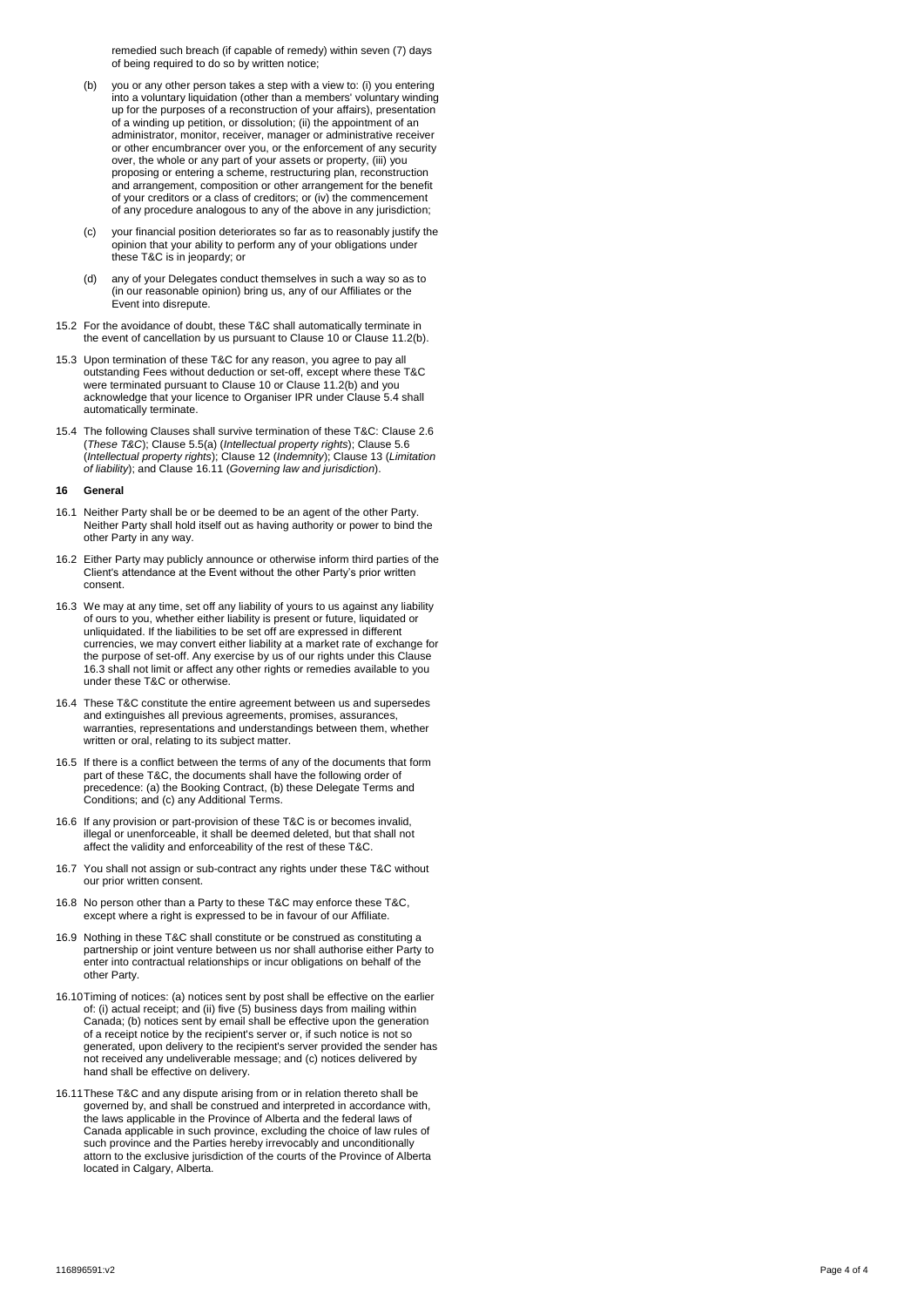remedied such breach (if capable of remedy) within seven (7) days of being required to do so by written notice;

(b) you or any other person takes a step with a view to: (i) you entering into a voluntary liquidation (other than a members' voluntary winding up for the purposes of a reconstruction of your affairs), presentation of a winding up petition, or dissolution; (ii) the appointment of an administrator, monitor, receiver, manager or administrative receiver or other encumbrancer over you, or the enforcement of any security over, the whole or any part of your assets or property, (iii) you proposing or entering a scheme, restructuring plan, reconstruction and arrangement, composition or other arrangement for the benefit of your creditors or a class of creditors; or (iv) the commencement of any procedure analogous to any of the above in any jurisdiction;

(c) your financial position deteriorates so far as to reasonably justify the opinion that your ability to perform any of your obligations under these T&C is in jeopardy; or

(d) any of your Delegates conduct themselves in such a way so as to (in our reasonable opinion) bring us, any of our Affiliates or the Event into disrepute.

15.2 For the avoidance of doubt, these T&C shall automatically terminate in the event of cancellation by us pursuant to Clause 10 or Clause 11.2(b).

15.3 Upon termination of these T&C for any reason, you agree to pay all outstanding Fees without deduction or set-off, except where these T&C were terminated pursuant to Clause 10 or Clause 11.2(b) and you acknowledge that your licence to Organiser IPR under Clause 5.4 shall automatically terminate.

15.4 The following Clauses shall survive termination of these T&C: Clause 2.6 (*These T&C*); Clause 5.5(a) (*Intellectual property rights*); Clause 5.6 (*Intellectual property rights*); Clause 12 (*Indemnity*); Clause 13 (*Limitation of liability*); and Clause 16.11 (*Governing law and jurisdiction*).

**16 General**

16.1 Neither Party shall be or be deemed to be an agent of the other Party. Neither Party shall hold itself out as having authority or power to bind the other Party in any way.

16.2 Either Party may publicly announce or otherwise inform third parties of the Client's attendance at the Event without the other Party's prior written consent.

16.3 We may at any time, set off any liability of yours to us against any liability of ours to you, whether either liability is present or future, liquidated or unliquidated. If the liabilities to be set off are expressed in different currencies, we may convert either liability at a market rate of exchange for the purpose of set-off. Any exercise by us of our rights under this Clause 16.3 shall not limit or affect any other rights or remedies available to you under these T&C or otherwise.

16.4 These T&C constitute the entire agreement between us and supersedes and extinguishes all previous agreements, promises, assurances, warranties, representations and understandings between them, whether written or oral, relating to its subject matter.

16.5 If there is a conflict between the terms of any of the documents that form part of these T&C, the documents shall have the following order of precedence: (a) the Booking Contract, (b) these Delegate Terms and Conditions; and (c) any Additional Terms.

16.6 If any provision or part-provision of these T&C is or becomes invalid, illegal or unenforceable, it shall be deemed deleted, but that shall not affect the validity and enforceability of the rest of these T&C.

16.7 You shall not assign or sub-contract any rights under these T&C without our prior written consent.

16.8 No person other than a Party to these T&C may enforce these T&C, except where a right is expressed to be in favour of our Affiliate.

16.9 Nothing in these T&C shall constitute or be construed as constituting a partnership or joint venture between us nor shall authorise either Party to enter into contractual relationships or incur obligations on behalf of the other Party.

16.10 Timing of notices: (a) notices sent by post shall be effective on the earlier of: (i) actual receipt; and (ii) five (5) business days from mailing within Canada; (b) notices sent by email shall be effective upon the generation of a receipt notice by the recipient's server or, if such notice is not so generated, upon delivery to the recipient's server provided the sender has not received any undeliverable message; and (c) notices delivered by hand shall be effective on delivery.

16.11 These T&C and any dispute arising from or in relation thereto shall be governed by, and shall be construed and interpreted in accordance with, the laws applicable in the Province of Alberta and the federal laws of Canada applicable in such province, excluding the choice of law rules of such province and the Parties hereby irrevocably and unconditionally attorn to the exclusive jurisdiction of the courts of the Province of Alberta located in Calgary, Alberta.

116896591:v2